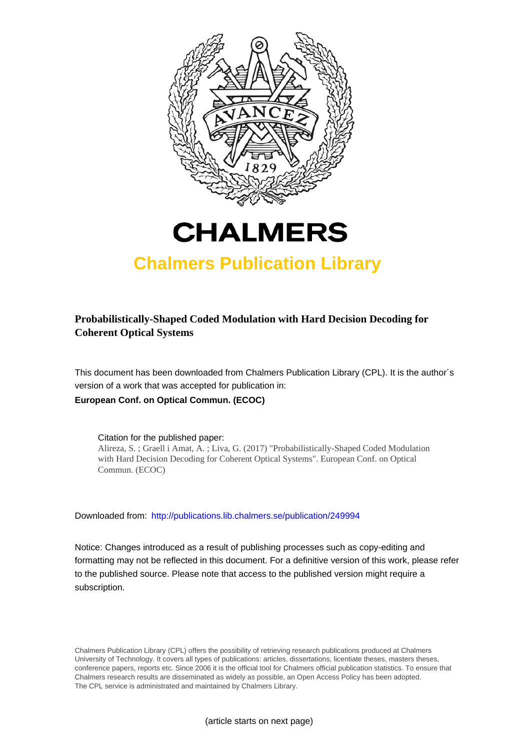# CHALMERS

## Chalmers Publication Library

**Probabilistically-Shaped Coded Modulation with Hard Decision Decoding for Coherent Optical Systems**

This document has been downloaded from Chalmers Publication Library (CPL). It is the author´s version of a work that was accepted for publication in:

**European Conf. on Optical Commun. (ECOC)**

Citation for the published paper:
Alireza, S. ; Graell i Amat, A. ; Liva, G. (2017) "Probabilistically-Shaped Coded Modulation with Hard Decision Decoding for Coherent Optical Systems". European Conf. on Optical Commun. (ECOC)

Downloaded from: http://publications.lib.chalmers.se/publication/249994

Notice: Changes introduced as a result of publishing processes such as copy-editing and formatting may not be reflected in this document. For a definitive version of this work, please refer to the published source. Please note that access to the published version might require a subscription.

Chalmers Publication Library (CPL) offers the possibility of retrieving research publications produced at Chalmers University of Technology. It covers all types of publications: articles, dissertations, licentiate theses, masters theses, conference papers, reports etc. Since 2006 it is the official tool for Chalmers official publication statistics. To ensure that Chalmers research results are disseminated as widely as possible, an Open Access Policy has been adopted. The CPL service is administrated and maintained by Chalmers Library.

(article starts on next page)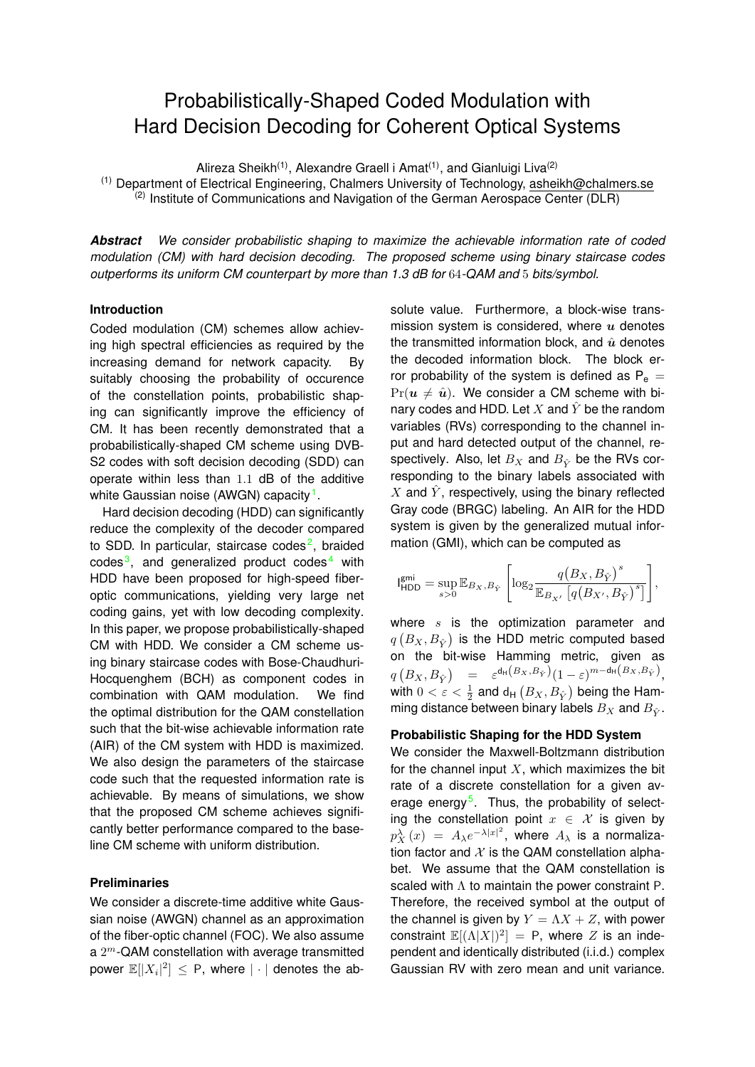# Probabilistically-Shaped Coded Modulation with Hard Decision Decoding for Coherent Optical Systems

Alireza Sheikh[(1)], Alexandre Graell i Amat[(1)], and Gianluigi Liva[(2)]

[(1)] Department of Electrical Engineering, Chalmers University of Technology, asheikh@chalmers.se
[(2)] Institute of Communications and Navigation of the German Aerospace Center (DLR)

***Abstract*** *We consider probabilistic shaping to maximize the achievable information rate of coded modulation (CM) with hard decision decoding. The proposed scheme using binary staircase codes outperforms its uniform CM counterpart by more than 1.3 dB for* $64$*-QAM and* $5$ *bits/symbol.*

## Introduction

Coded modulation (CM) schemes allow achieving high spectral efficiencies as required by the increasing demand for network capacity. By suitably choosing the probability of occurence of the constellation points, probabilistic shaping can significantly improve the efficiency of CM. It has been recently demonstrated that a probabilistically-shaped CM scheme using DVB-S2 codes with soft decision decoding (SDD) can operate within less than $1.1$ dB of the additive white Gaussian noise (AWGN) capacity[1].

Hard decision decoding (HDD) can significantly reduce the complexity of the decoder compared to SDD. In particular, staircase codes[2], braided codes[3], and generalized product codes[4] with HDD have been proposed for high-speed fiber-optic communications, yielding very large net coding gains, yet with low decoding complexity. In this paper, we propose probabilistically-shaped CM with HDD. We consider a CM scheme using binary staircase codes with Bose-Chaudhuri-Hocquenghem (BCH) as component codes in combination with QAM modulation. We find the optimal distribution for the QAM constellation such that the bit-wise achievable information rate (AIR) of the CM system with HDD is maximized. We also design the parameters of the staircase code such that the requested information rate is achievable. By means of simulations, we show that the proposed CM scheme achieves significantly better performance compared to the baseline CM scheme with uniform distribution.

## Preliminaries

We consider a discrete-time additive white Gaussian noise (AWGN) channel as an approximation of the fiber-optic channel (FOC). We also assume a $2^m$-QAM constellation with average transmitted power $\mathbb{E}[|X_i|^2] \leq \mathsf{P}$, where $|\cdot|$ denotes the absolute value. Furthermore, a block-wise transmission system is considered, where $\boldsymbol{u}$ denotes the transmitted information block, and $\hat{\boldsymbol{u}}$ denotes the decoded information block. The block error probability of the system is defined as $\mathsf{P}_\mathsf{e} = \Pr(\boldsymbol{u} \neq \hat{\boldsymbol{u}})$. We consider a CM scheme with binary codes and HDD. Let $X$ and $\hat{Y}$ be the random variables (RVs) corresponding to the channel input and hard detected output of the channel, respectively. Also, let $B_X$ and $B_{\hat{Y}}$ be the RVs corresponding to the binary labels associated with $X$ and $\hat{Y}$, respectively, using the binary reflected Gray code (BRGC) labeling. An AIR for the HDD system is given by the generalized mutual information (GMI), which can be computed as

$$\mathsf{I}_{\mathsf{HDD}}^{\mathsf{gmi}} = \sup_{s>0} \mathbb{E}_{B_X, B_{\hat{Y}}} \left[ \log_2 \frac{q\big(B_X, B_{\hat{Y}}\big)^s}{\mathbb{E}_{B_{X'}}\left[q\big(B_{X'}, B_{\hat{Y}}\big)^s\right]} \right],$$

where $s$ is the optimization parameter and $q\left(B_X, B_{\hat{Y}}\right)$ is the HDD metric computed based on the bit-wise Hamming metric, given as $q\left(B_X, B_{\hat{Y}}\right) = \varepsilon^{\mathsf{d}_\mathsf{H}\left(B_X, B_{\hat{Y}}\right)}(1-\varepsilon)^{m-\mathsf{d}_\mathsf{H}\left(B_X, B_{\hat{Y}}\right)}$, with $0 < \varepsilon < \frac{1}{2}$ and $\mathsf{d}_\mathsf{H}\left(B_X, B_{\hat{Y}}\right)$ being the Hamming distance between binary labels $B_X$ and $B_{\hat{Y}}$.

## Probabilistic Shaping for the HDD System

We consider the Maxwell-Boltzmann distribution for the channel input $X$, which maximizes the bit rate of a discrete constellation for a given average energy[5]. Thus, the probability of selecting the constellation point $x \in \mathcal{X}$ is given by $p_X^\lambda(x) = A_\lambda e^{-\lambda|x|^2}$, where $A_\lambda$ is a normalization factor and $\mathcal{X}$ is the QAM constellation alphabet. We assume that the QAM constellation is scaled with $\Lambda$ to maintain the power constraint $\mathsf{P}$. Therefore, the received symbol at the output of the channel is given by $Y = \Lambda X + Z$, with power constraint $\mathbb{E}[(\Lambda|X|)^2] = \mathsf{P}$, where $Z$ is an independent and identically distributed (i.i.d.) complex Gaussian RV with zero mean and unit variance.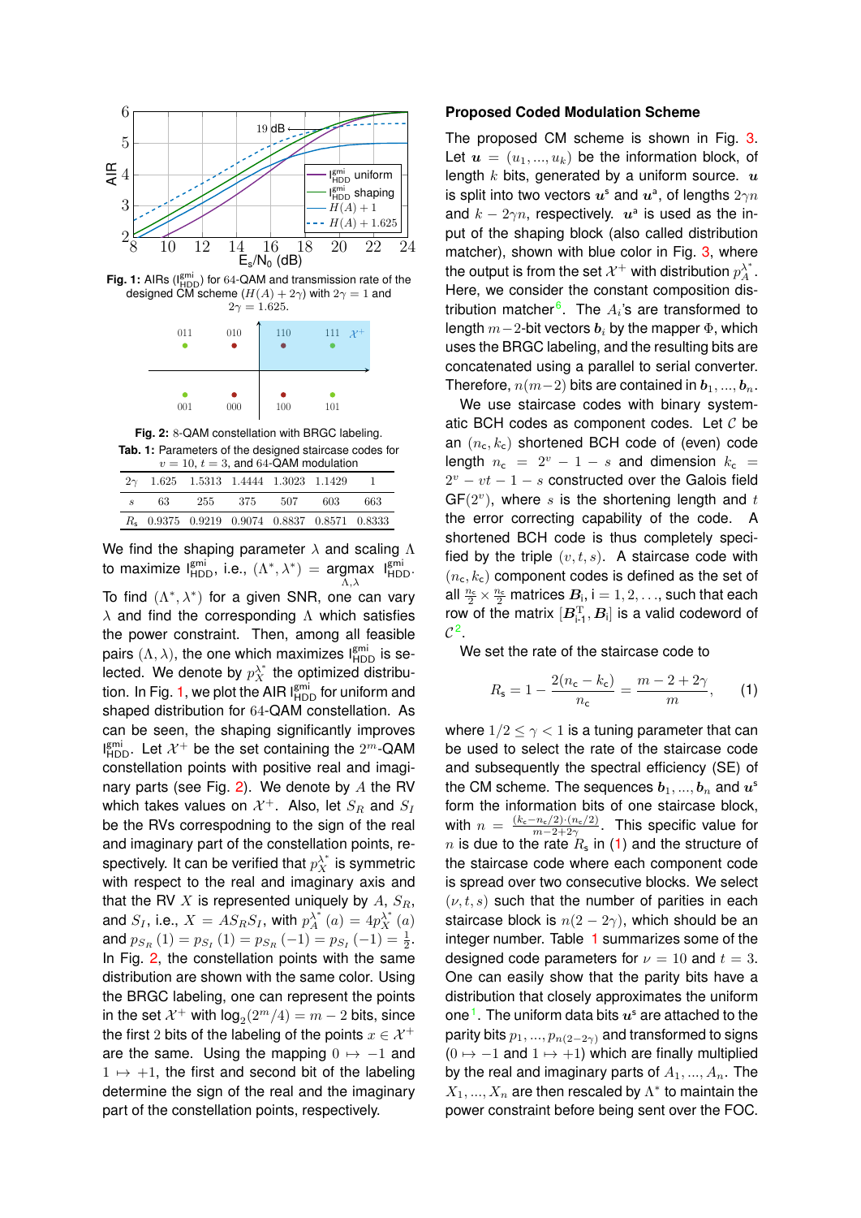Fig. 1: AIRs ($I^{gmi}_{HDD}$) for 64-QAM and transmission rate of the designed CM scheme ($H(A)+2\gamma$) with $2\gamma = 1$ and $2\gamma = 1.625$.

Fig. 2: 8-QAM constellation with BRGC labeling.

Tab. 1: Parameters of the designed staircase codes for $v = 10$, $t = 3$, and 64-QAM modulation

| $2\gamma$ | 1.625 | 1.5313 | 1.4444 | 1.3023 | 1.1429 | 1 |
|---|---|---|---|---|---|---|
| $s$ | 63 | 255 | 375 | 507 | 603 | 663 |
| $R_s$ | 0.9375 | 0.9219 | 0.9074 | 0.8837 | 0.8571 | 0.8333 |

We find the shaping parameter $\lambda$ and scaling $\Lambda$ to maximize $I^{gmi}_{HDD}$, i.e., $(\Lambda^*, \lambda^*) = \underset{\Lambda,\lambda}{\text{argmax}}\ I^{gmi}_{HDD}$. To find $(\Lambda^*, \lambda^*)$ for a given SNR, one can vary $\lambda$ and find the corresponding $\Lambda$ which satisfies the power constraint. Then, among all feasible pairs $(\Lambda, \lambda)$, the one which maximizes $I^{gmi}_{HDD}$ is selected. We denote by $p_X^{\lambda^*}$ the optimized distribution. In Fig. 1, we plot the AIR $I^{gmi}_{HDD}$ for uniform and shaped distribution for 64-QAM constellation. As can be seen, the shaping significantly improves $I^{gmi}_{HDD}$. Let $\mathcal{X}^+$ be the set containing the $2^m$-QAM constellation points with positive real and imaginary parts (see Fig. 2). We denote by $A$ the RV which takes values on $\mathcal{X}^+$. Also, let $S_R$ and $S_I$ be the RVs correspoding to the sign of the real and imaginary part of the constellation points, respectively. It can be verified that $p_X^{\lambda^*}$ is symmetric with respect to the real and imaginary axis and that the RV $X$ is represented uniquely by $A$, $S_R$, and $S_I$, i.e., $X = AS_RS_I$, with $p_A^{\lambda^*}(a) = 4p_X^{\lambda^*}(a)$ and $p_{S_R}(1) = p_{S_I}(1) = p_{S_R}(-1) = p_{S_I}(-1) = \frac{1}{2}$. In Fig. 2, the constellation points with the same distribution are shown with the same color. Using the BRGC labeling, one can represent the points in the set $\mathcal{X}^+$ with $\log_2(2^m/4) = m-2$ bits, since the first 2 bits of the labeling of the points $x \in \mathcal{X}^+$ are the same. Using the mapping $0 \mapsto -1$ and $1 \mapsto +1$, the first and second bit of the labeling determine the sign of the real and the imaginary part of the constellation points, respectively.

## Proposed Coded Modulation Scheme

The proposed CM scheme is shown in Fig. 3. Let $\boldsymbol{u} = (u_1, ..., u_k)$ be the information block, of length $k$ bits, generated by a uniform source. $\boldsymbol{u}$ is split into two vectors $\boldsymbol{u}^s$ and $\boldsymbol{u}^a$, of lengths $2\gamma n$ and $k - 2\gamma n$, respectively. $\boldsymbol{u}^a$ is used as the input of the shaping block (also called distribution matcher), shown with blue color in Fig. 3, where the output is from the set $\mathcal{X}^+$ with distribution $p_A^{\lambda^*}$. Here, we consider the constant composition distribution matcher[6]. The $A_i$'s are transformed to length $m-2$-bit vectors $\boldsymbol{b}_i$ by the mapper $\Phi$, which uses the BRGC labeling, and the resulting bits are concatenated using a parallel to serial converter. Therefore, $n(m-2)$ bits are contained in $\boldsymbol{b}_1, ..., \boldsymbol{b}_n$.

We use staircase codes with binary systematic BCH codes as component codes. Let $\mathcal{C}$ be an $(n_c, k_c)$ shortened BCH code of (even) code length $n_c = 2^v - 1 - s$ and dimension $k_c = 2^v - vt - 1 - s$ constructed over the Galois field GF$(2^v)$, where $s$ is the shortening length and $t$ the error correcting capability of the code. A shortened BCH code is thus completely specified by the triple $(v, t, s)$. A staircase code with $(n_c, k_c)$ component codes is defined as the set of all $\frac{n_c}{2} \times \frac{n_c}{2}$ matrices $\boldsymbol{B}_i$, i $= 1, 2, \ldots,$ such that each row of the matrix $[\boldsymbol{B}^T_{i-1}, \boldsymbol{B}_i]$ is a valid codeword of $\mathcal{C}$[2].

We set the rate of the staircase code to

$$R_s = 1 - \frac{2(n_c - k_c)}{n_c} = \frac{m - 2 + 2\gamma}{m}, \tag{1}$$

where $1/2 \leq \gamma < 1$ is a tuning parameter that can be used to select the rate of the staircase code and subsequently the spectral efficiency (SE) of the CM scheme. The sequences $\boldsymbol{b}_1, ..., \boldsymbol{b}_n$ and $\boldsymbol{u}^s$ form the information bits of one staircase block, with $n = \frac{(k_c - n_c/2)\cdot(n_c/2)}{m-2+2\gamma}$. This specific value for $n$ is due to the rate $R_s$ in (1) and the structure of the staircase code where each component code is spread over two consecutive blocks. We select $(\nu, t, s)$ such that the number of parities in each staircase block is $n(2 - 2\gamma)$, which should be an integer number. Table 1 summarizes some of the designed code parameters for $\nu = 10$ and $t = 3$. One can easily show that the parity bits have a distribution that closely approximates the uniform one[1]. The uniform data bits $\boldsymbol{u}^s$ are attached to the parity bits $p_1, ..., p_{n(2-2\gamma)}$ and transformed to signs ($0 \mapsto -1$ and $1 \mapsto +1$) which are finally multiplied by the real and imaginary parts of $A_1, ..., A_n$. The $X_1, ..., X_n$ are then rescaled by $\Lambda^*$ to maintain the power constraint before being sent over the FOC.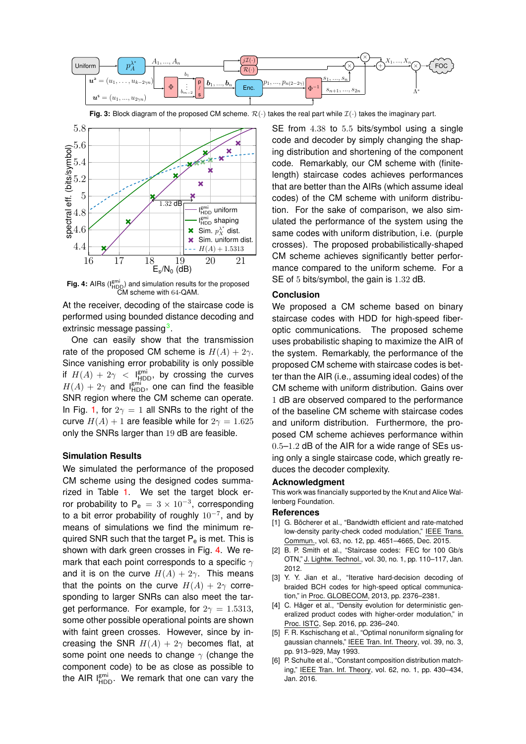Uniform

$p_A^{\lambda^*}$

$A_1, \ldots, A_n$

$j\mathcal{I}(\cdot)$

$\mathcal{R}(\cdot)$

$X_1, \ldots, X_n$

FOC

$\boldsymbol{u}^{\rm a} = (u_1, \ldots, u_{k-2\gamma n})$

$b_1$

$\Phi$

$b_{m-2}$

p/s

$\boldsymbol{b}_1, \ldots, \boldsymbol{b}_n$

Enc.

$p_1, \ldots, p_{n(2-2\gamma)}$

$\Phi^{-1}$

$s_1, \ldots, s_n$

$s_{n+1}, \ldots, s_{2n}$

$\Lambda^*$

$\boldsymbol{u}^{\rm s} = (u_1, \ldots, u_{2\gamma n})$

**Fig. 3:** Block diagram of the proposed CM scheme. $\mathcal{R}(\cdot)$ takes the real part while $\mathcal{I}(\cdot)$ takes the imaginary part.

spectral eff. (bits/symbol)

5.8
5.6
5.4
5.2
5
4.8
4.6
4.4

16 17 18 19 20 21

$E_s/N_0$ (dB)

1.32 dB

$I_{\rm HDD}^{\rm gmi}$ uniform

$I_{\rm HDD}^{\rm gmi}$ shaping

Sim. $p_X^{\lambda^*}$ dist.

Sim. uniform dist.

$H(A) + 1.5313$

**Fig. 4:** AIRs ($I_{\rm HDD}^{\rm gmi}$) and simulation results for the proposed CM scheme with 64-QAM.

At the receiver, decoding of the staircase code is performed using bounded distance decoding and extrinsic message passing[3].

One can easily show that the transmission rate of the proposed CM scheme is $H(A) + 2\gamma$. Since vanishing error probability is only possible if $H(A) + 2\gamma < I_{\rm HDD}^{\rm gmi}$, by crossing the curves $H(A) + 2\gamma$ and $I_{\rm HDD}^{\rm gmi}$, one can find the feasible SNR region where the CM scheme can operate. In Fig. 1, for $2\gamma = 1$ all SNRs to the right of the curve $H(A) + 1$ are feasible while for $2\gamma = 1.625$ only the SNRs larger than 19 dB are feasible.

## Simulation Results

We simulated the performance of the proposed CM scheme using the designed codes summarized in Table 1. We set the target block error probability to $P_e = 3 \times 10^{-3}$, corresponding to a bit error probability of roughly $10^{-7}$, and by means of simulations we find the minimum required SNR such that the target $P_e$ is met. This is shown with dark green crosses in Fig. 4. We remark that each point corresponds to a specific $\gamma$ and it is on the curve $H(A) + 2\gamma$. This means that the points on the curve $H(A) + 2\gamma$ corresponding to larger SNRs can also meet the target performance. For example, for $2\gamma = 1.5313$, some other possible operational points are shown with faint green crosses. However, since by increasing the SNR $H(A) + 2\gamma$ becomes flat, at some point one needs to change $\gamma$ (change the component code) to be as close as possible to the AIR $I_{\rm HDD}^{\rm gmi}$. We remark that one can vary the SE from 4.38 to 5.5 bits/symbol using a single code and decoder by simply changing the shaping distribution and shortening of the component code. Remarkably, our CM scheme with (finite-length) staircase codes achieves performances that are better than the AIRs (which assume ideal codes) of the CM scheme with uniform distribution. For the sake of comparison, we also simulated the performance of the system using the same codes with uniform distribution, i.e. (purple crosses). The proposed probabilistically-shaped CM scheme achieves significantly better performance compared to the uniform scheme. For a SE of 5 bits/symbol, the gain is 1.32 dB.

## Conclusion

We proposed a CM scheme based on binary staircase codes with HDD for high-speed fiber-optic communications. The proposed scheme uses probabilistic shaping to maximize the AIR of the system. Remarkably, the performance of the proposed CM scheme with staircase codes is better than the AIR (i.e., assuming ideal codes) of the CM scheme with uniform distribution. Gains over 1 dB are observed compared to the performance of the baseline CM scheme with staircase codes and uniform distribution. Furthermore, the proposed CM scheme achieves performance within 0.5–1.2 dB of the AIR for a wide range of SEs using only a single staircase code, which greatly reduces the decoder complexity.

## Acknowledgment

This work was financially supported by the Knut and Alice Wallenberg Foundation.

## References

[1] G. Böcherer et al., "Bandwidth efficient and rate-matched low-density parity-check coded modulation," IEEE Trans. Commun., vol. 63, no. 12, pp. 4651–4665, Dec. 2015.

[2] B. P. Smith et al., "Staircase codes: FEC for 100 Gb/s OTN," J. Lightw. Technol., vol. 30, no. 1, pp. 110–117, Jan. 2012.

[3] Y. Y. Jian et al., "Iterative hard-decision decoding of braided BCH codes for high-speed optical communication," in Proc. GLOBECOM, 2013, pp. 2376–2381.

[4] C. Häger et al., "Density evolution for deterministic generalized product codes with higher-order modulation," in Proc. ISTC, Sep. 2016, pp. 236–240.

[5] F. R. Kschischang et al., "Optimal nonuniform signaling for gaussian channels," IEEE Tran. Inf. Theory, vol. 39, no. 3, pp. 913–929, May 1993.

[6] P. Schulte et al., "Constant composition distribution matching," IEEE Tran. Inf. Theory, vol. 62, no. 1, pp. 430–434, Jan. 2016.